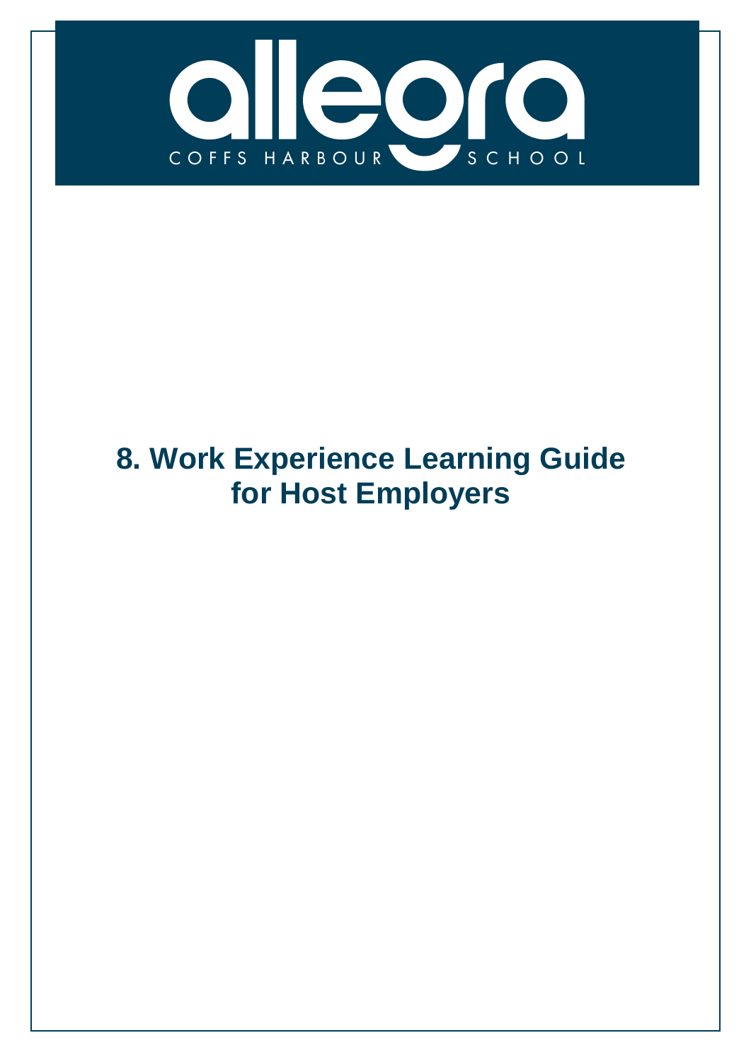allegra

COFFS HARBOUR SCHOOL

# 8. Work Experience Learning Guide for Host Employers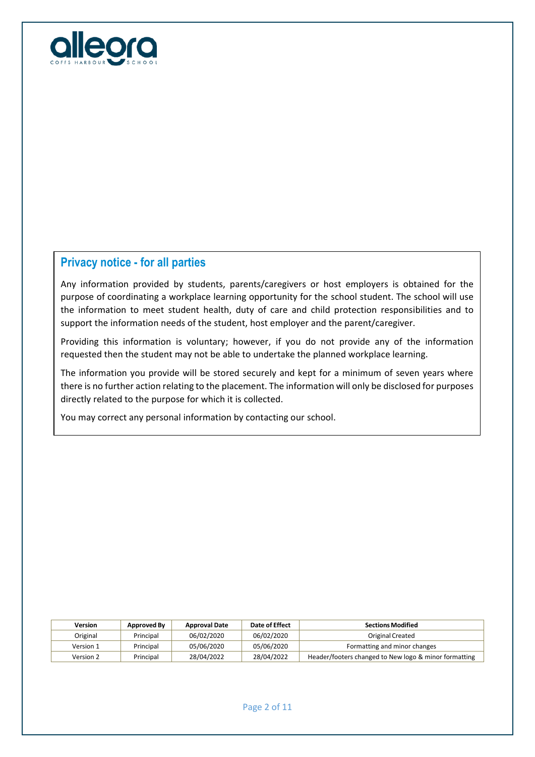## Privacy notice - for all parties

Any information provided by students, parents/caregivers or host employers is obtained for the purpose of coordinating a workplace learning opportunity for the school student. The school will use the information to meet student health, duty of care and child protection responsibilities and to support the information needs of the student, host employer and the parent/caregiver.

Providing this information is voluntary; however, if you do not provide any of the information requested then the student may not be able to undertake the planned workplace learning.

The information you provide will be stored securely and kept for a minimum of seven years where there is no further action relating to the placement. The information will only be disclosed for purposes directly related to the purpose for which it is collected.

You may correct any personal information by contacting our school.

| Version | Approved By | Approval Date | Date of Effect | Sections Modified |
|---|---|---|---|---|
| Original | Principal | 06/02/2020 | 06/02/2020 | Original Created |
| Version 1 | Principal | 05/06/2020 | 05/06/2020 | Formatting and minor changes |
| Version 2 | Principal | 28/04/2022 | 28/04/2022 | Header/footers changed to New logo & minor formatting |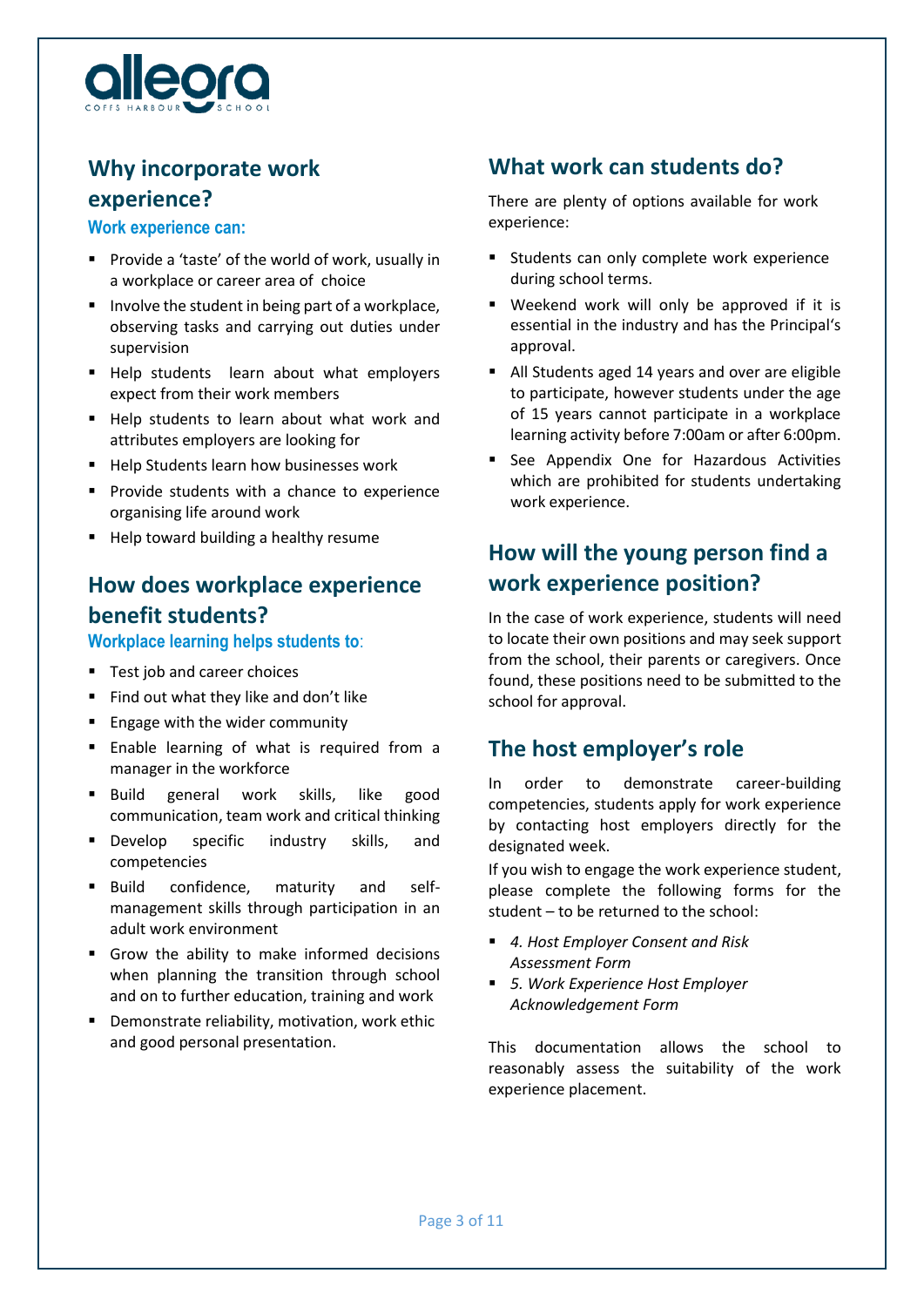## Why incorporate work experience?

### Work experience can:

- Provide a 'taste' of the world of work, usually in a workplace or career area of choice
- Involve the student in being part of a workplace, observing tasks and carrying out duties under supervision
- Help students learn about what employers expect from their work members
- Help students to learn about what work and attributes employers are looking for
- Help Students learn how businesses work
- Provide students with a chance to experience organising life around work
- Help toward building a healthy resume

## How does workplace experience benefit students?

### Workplace learning helps students to:

- Test job and career choices
- Find out what they like and don't like
- Engage with the wider community
- Enable learning of what is required from a manager in the workforce
- Build general work skills, like good communication, team work and critical thinking
- Develop specific industry skills, and competencies
- Build confidence, maturity and self-management skills through participation in an adult work environment
- Grow the ability to make informed decisions when planning the transition through school and on to further education, training and work
- Demonstrate reliability, motivation, work ethic and good personal presentation.

## What work can students do?

There are plenty of options available for work experience:

- Students can only complete work experience during school terms.
- Weekend work will only be approved if it is essential in the industry and has the Principal's approval.
- All Students aged 14 years and over are eligible to participate, however students under the age of 15 years cannot participate in a workplace learning activity before 7:00am or after 6:00pm.
- See Appendix One for Hazardous Activities which are prohibited for students undertaking work experience.

## How will the young person find a work experience position?

In the case of work experience, students will need to locate their own positions and may seek support from the school, their parents or caregivers. Once found, these positions need to be submitted to the school for approval.

## The host employer's role

In order to demonstrate career-building competencies, students apply for work experience by contacting host employers directly for the designated week.

If you wish to engage the work experience student, please complete the following forms for the student – to be returned to the school:

- *4. Host Employer Consent and Risk Assessment Form*
- *5. Work Experience Host Employer Acknowledgement Form*

This documentation allows the school to reasonably assess the suitability of the work experience placement.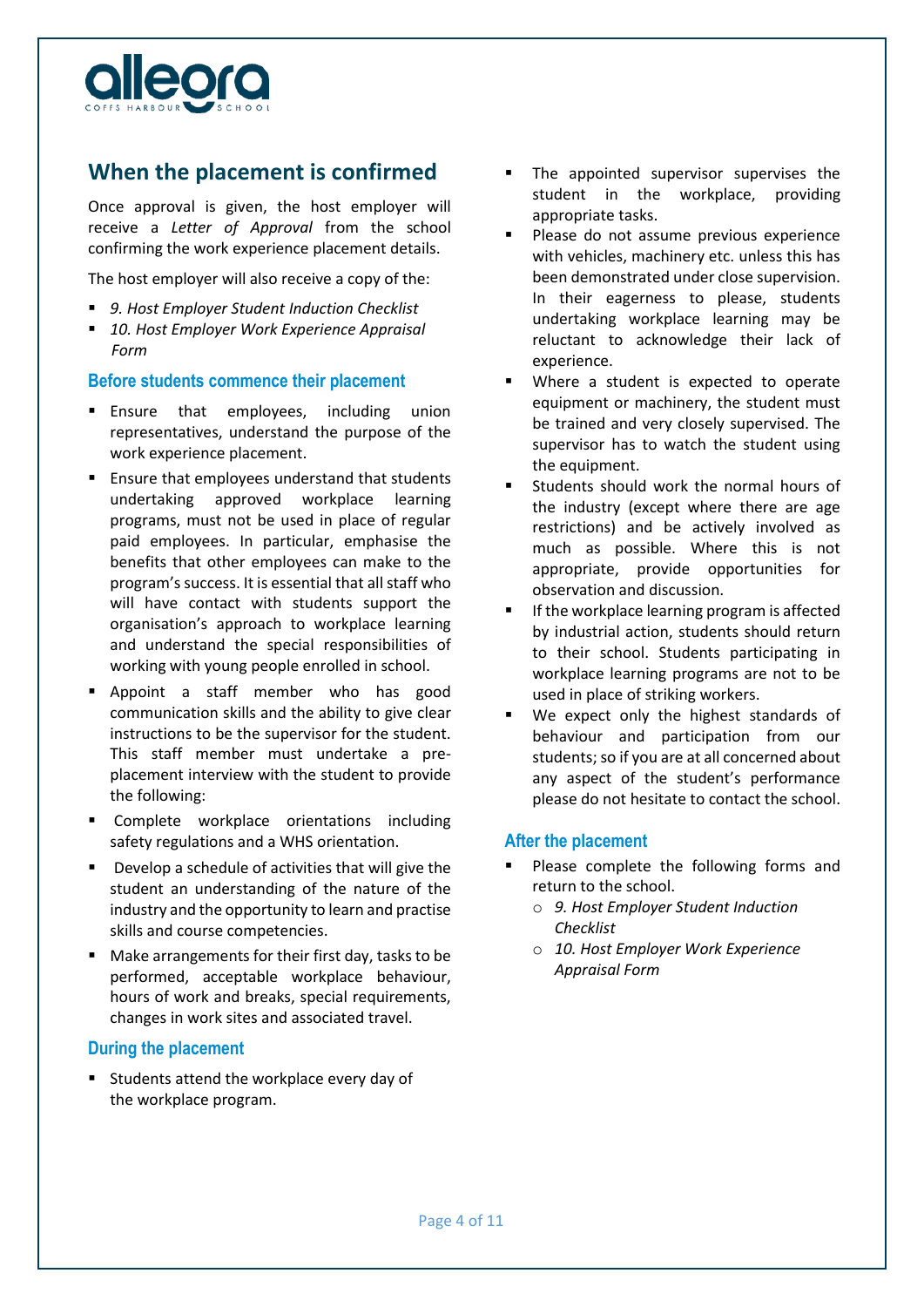## When the placement is confirmed

Once approval is given, the host employer will receive a *Letter of Approval* from the school confirming the work experience placement details.

The host employer will also receive a copy of the:

- *9. Host Employer Student Induction Checklist*
- *10. Host Employer Work Experience Appraisal Form*

### Before students commence their placement

- Ensure that employees, including union representatives, understand the purpose of the work experience placement.
- Ensure that employees understand that students undertaking approved workplace learning programs, must not be used in place of regular paid employees. In particular, emphasise the benefits that other employees can make to the program's success. It is essential that all staff who will have contact with students support the organisation's approach to workplace learning and understand the special responsibilities of working with young people enrolled in school.
- Appoint a staff member who has good communication skills and the ability to give clear instructions to be the supervisor for the student. This staff member must undertake a pre-placement interview with the student to provide the following:
- Complete workplace orientations including safety regulations and a WHS orientation.
- Develop a schedule of activities that will give the student an understanding of the nature of the industry and the opportunity to learn and practise skills and course competencies.
- Make arrangements for their first day, tasks to be performed, acceptable workplace behaviour, hours of work and breaks, special requirements, changes in work sites and associated travel.

### During the placement

- Students attend the workplace every day of the workplace program.
- The appointed supervisor supervises the student in the workplace, providing appropriate tasks.
- Please do not assume previous experience with vehicles, machinery etc. unless this has been demonstrated under close supervision. In their eagerness to please, students undertaking workplace learning may be reluctant to acknowledge their lack of experience.
- Where a student is expected to operate equipment or machinery, the student must be trained and very closely supervised. The supervisor has to watch the student using the equipment.
- Students should work the normal hours of the industry (except where there are age restrictions) and be actively involved as much as possible. Where this is not appropriate, provide opportunities for observation and discussion.
- If the workplace learning program is affected by industrial action, students should return to their school. Students participating in workplace learning programs are not to be used in place of striking workers.
- We expect only the highest standards of behaviour and participation from our students; so if you are at all concerned about any aspect of the student's performance please do not hesitate to contact the school.

### After the placement

- Please complete the following forms and return to the school.
  - *9. Host Employer Student Induction Checklist*
  - *10. Host Employer Work Experience Appraisal Form*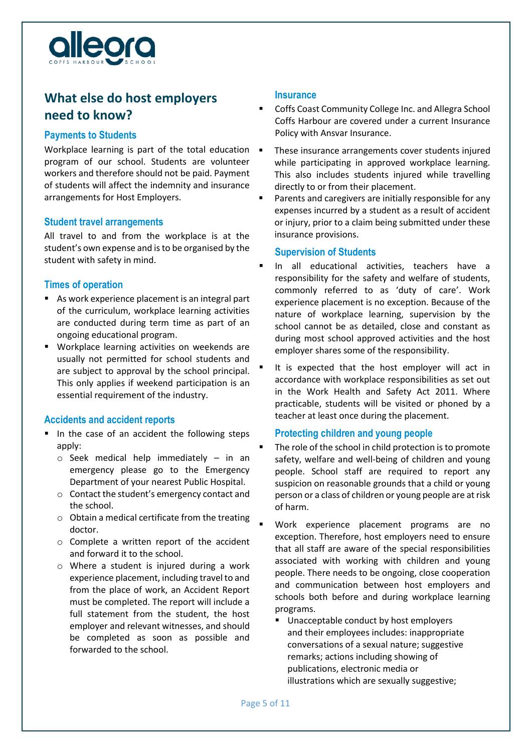## What else do host employers need to know?

### Payments to Students

Workplace learning is part of the total education program of our school. Students are volunteer workers and therefore should not be paid. Payment of students will affect the indemnity and insurance arrangements for Host Employers.

### Student travel arrangements

All travel to and from the workplace is at the student's own expense and is to be organised by the student with safety in mind.

### Times of operation

- As work experience placement is an integral part of the curriculum, workplace learning activities are conducted during term time as part of an ongoing educational program.
- Workplace learning activities on weekends are usually not permitted for school students and are subject to approval by the school principal. This only applies if weekend participation is an essential requirement of the industry.

### Accidents and accident reports

- In the case of an accident the following steps apply:
  - Seek medical help immediately – in an emergency please go to the Emergency Department of your nearest Public Hospital.
  - Contact the student's emergency contact and the school.
  - Obtain a medical certificate from the treating doctor.
  - Complete a written report of the accident and forward it to the school.
  - Where a student is injured during a work experience placement, including travel to and from the place of work, an Accident Report must be completed. The report will include a full statement from the student, the host employer and relevant witnesses, and should be completed as soon as possible and forwarded to the school.

### Insurance

- Coffs Coast Community College Inc. and Allegra School Coffs Harbour are covered under a current Insurance Policy with Ansvar Insurance.
- These insurance arrangements cover students injured while participating in approved workplace learning. This also includes students injured while travelling directly to or from their placement.
- Parents and caregivers are initially responsible for any expenses incurred by a student as a result of accident or injury, prior to a claim being submitted under these insurance provisions.

### Supervision of Students

- In all educational activities, teachers have a responsibility for the safety and welfare of students, commonly referred to as 'duty of care'. Work experience placement is no exception. Because of the nature of workplace learning, supervision by the school cannot be as detailed, close and constant as during most school approved activities and the host employer shares some of the responsibility.
- It is expected that the host employer will act in accordance with workplace responsibilities as set out in the Work Health and Safety Act 2011. Where practicable, students will be visited or phoned by a teacher at least once during the placement.

### Protecting children and young people

- The role of the school in child protection is to promote safety, welfare and well-being of children and young people. School staff are required to report any suspicion on reasonable grounds that a child or young person or a class of children or young people are at risk of harm.
- Work experience placement programs are no exception. Therefore, host employers need to ensure that all staff are aware of the special responsibilities associated with working with children and young people. There needs to be ongoing, close cooperation and communication between host employers and schools both before and during workplace learning programs.
  - Unacceptable conduct by host employers and their employees includes: inappropriate conversations of a sexual nature; suggestive remarks; actions including showing of publications, electronic media or illustrations which are sexually suggestive;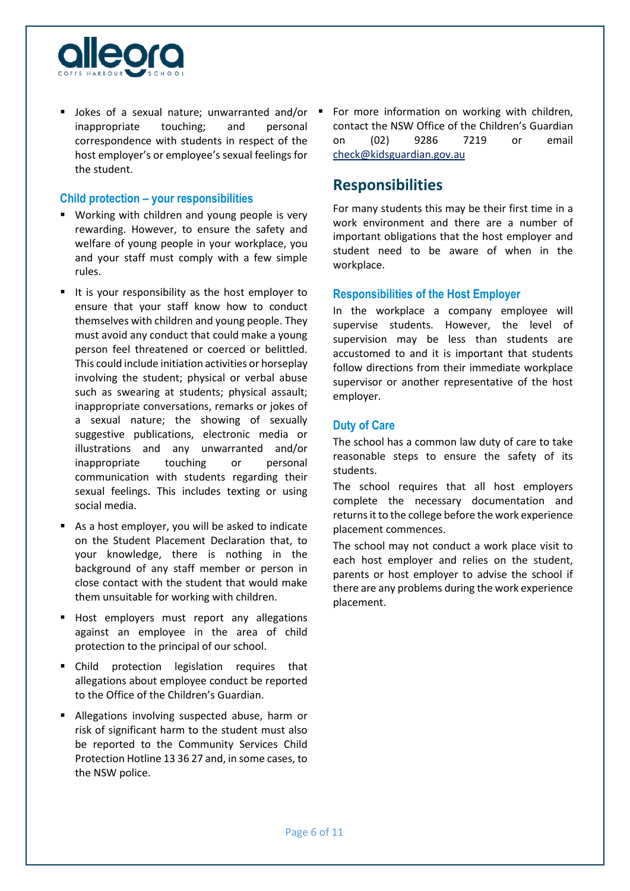- Jokes of a sexual nature; unwarranted and/or inappropriate touching; and personal correspondence with students in respect of the host employer's or employee's sexual feelings for the student.

### Child protection – your responsibilities

- Working with children and young people is very rewarding. However, to ensure the safety and welfare of young people in your workplace, you and your staff must comply with a few simple rules.
- It is your responsibility as the host employer to ensure that your staff know how to conduct themselves with children and young people. They must avoid any conduct that could make a young person feel threatened or coerced or belittled. This could include initiation activities or horseplay involving the student; physical or verbal abuse such as swearing at students; physical assault; inappropriate conversations, remarks or jokes of a sexual nature; the showing of sexually suggestive publications, electronic media or illustrations and any unwarranted and/or inappropriate touching or personal communication with students regarding their sexual feelings. This includes texting or using social media.
- As a host employer, you will be asked to indicate on the Student Placement Declaration that, to your knowledge, there is nothing in the background of any staff member or person in close contact with the student that would make them unsuitable for working with children.
- Host employers must report any allegations against an employee in the area of child protection to the principal of our school.
- Child protection legislation requires that allegations about employee conduct be reported to the Office of the Children's Guardian.
- Allegations involving suspected abuse, harm or risk of significant harm to the student must also be reported to the Community Services Child Protection Hotline 13 36 27 and, in some cases, to the NSW police.
- For more information on working with children, contact the NSW Office of the Children's Guardian on (02) 9286 7219 or email check@kidsguardian.gov.au

## Responsibilities

For many students this may be their first time in a work environment and there are a number of important obligations that the host employer and student need to be aware of when in the workplace.

### Responsibilities of the Host Employer

In the workplace a company employee will supervise students. However, the level of supervision may be less than students are accustomed to and it is important that students follow directions from their immediate workplace supervisor or another representative of the host employer.

### Duty of Care

The school has a common law duty of care to take reasonable steps to ensure the safety of its students.

The school requires that all host employers complete the necessary documentation and returns it to the college before the work experience placement commences.

The school may not conduct a work place visit to each host employer and relies on the student, parents or host employer to advise the school if there are any problems during the work experience placement.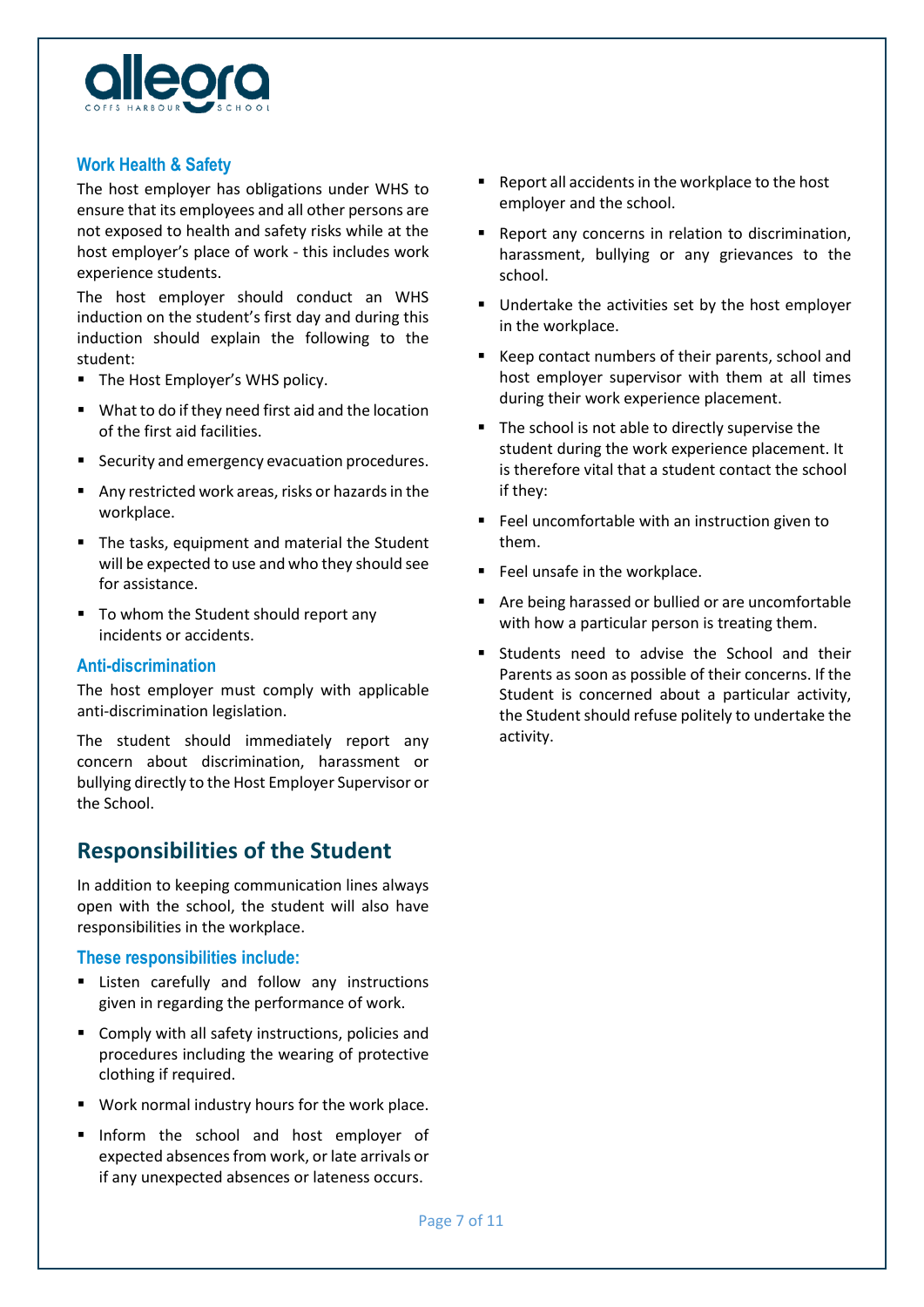### Work Health & Safety

The host employer has obligations under WHS to ensure that its employees and all other persons are not exposed to health and safety risks while at the host employer's place of work - this includes work experience students.

The host employer should conduct an WHS induction on the student's first day and during this induction should explain the following to the student:

- The Host Employer's WHS policy.
- What to do if they need first aid and the location of the first aid facilities.
- Security and emergency evacuation procedures.
- Any restricted work areas, risks or hazards in the workplace.
- The tasks, equipment and material the Student will be expected to use and who they should see for assistance.
- To whom the Student should report any incidents or accidents.

### Anti-discrimination

The host employer must comply with applicable anti-discrimination legislation.

The student should immediately report any concern about discrimination, harassment or bullying directly to the Host Employer Supervisor or the School.

## Responsibilities of the Student

In addition to keeping communication lines always open with the school, the student will also have responsibilities in the workplace.

### These responsibilities include:

- Listen carefully and follow any instructions given in regarding the performance of work.
- Comply with all safety instructions, policies and procedures including the wearing of protective clothing if required.
- Work normal industry hours for the work place.
- Inform the school and host employer of expected absences from work, or late arrivals or if any unexpected absences or lateness occurs.
- Report all accidents in the workplace to the host employer and the school.
- Report any concerns in relation to discrimination, harassment, bullying or any grievances to the school.
- Undertake the activities set by the host employer in the workplace.
- Keep contact numbers of their parents, school and host employer supervisor with them at all times during their work experience placement.
- The school is not able to directly supervise the student during the work experience placement. It is therefore vital that a student contact the school if they:
- Feel uncomfortable with an instruction given to them.
- Feel unsafe in the workplace.
- Are being harassed or bullied or are uncomfortable with how a particular person is treating them.
- Students need to advise the School and their Parents as soon as possible of their concerns. If the Student is concerned about a particular activity, the Student should refuse politely to undertake the activity.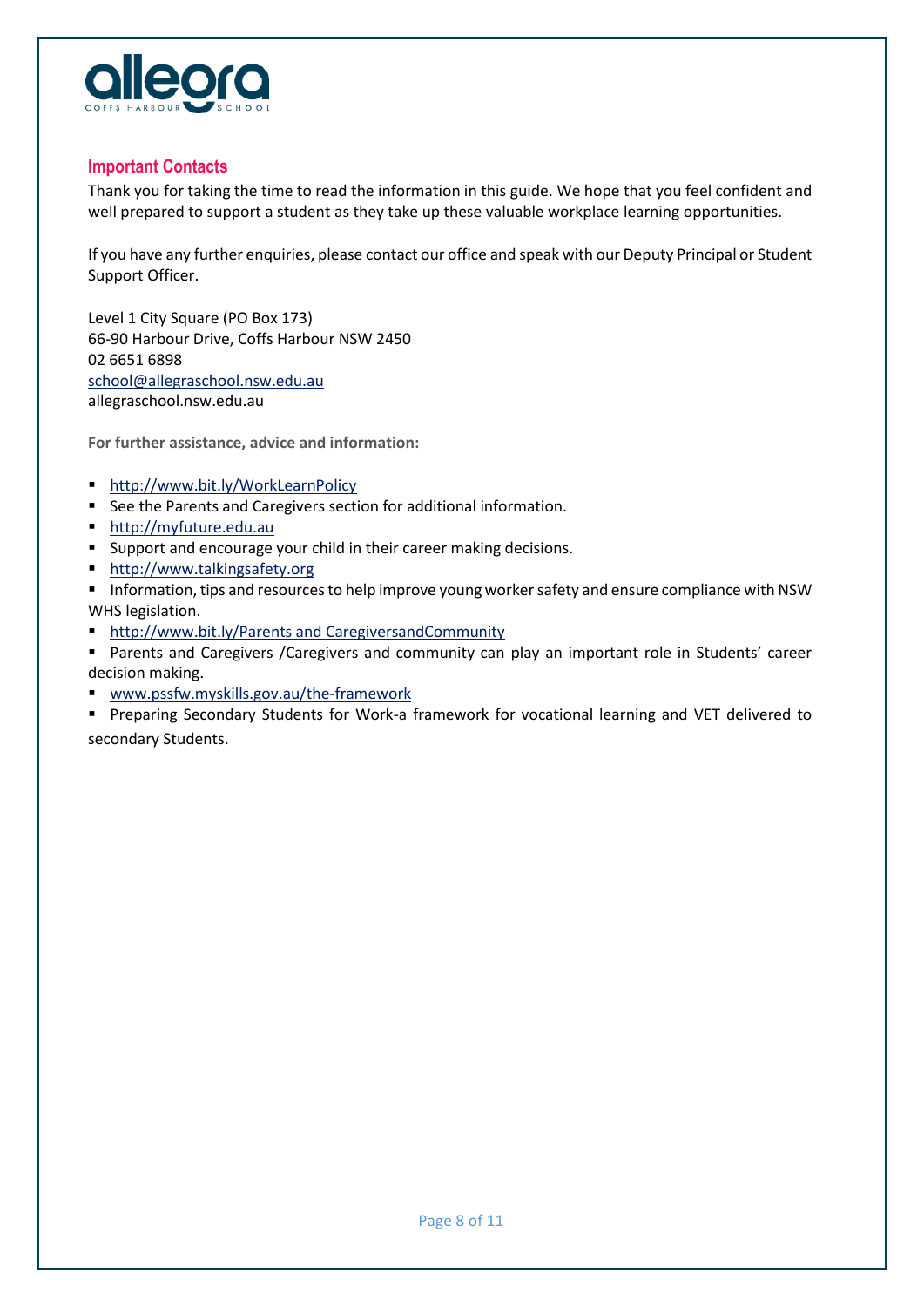## Important Contacts

Thank you for taking the time to read the information in this guide. We hope that you feel confident and well prepared to support a student as they take up these valuable workplace learning opportunities.

If you have any further enquiries, please contact our office and speak with our Deputy Principal or Student Support Officer.

Level 1 City Square (PO Box 173)
66-90 Harbour Drive, Coffs Harbour NSW 2450
02 6651 6898
school@allegraschool.nsw.edu.au
allegraschool.nsw.edu.au

**For further assistance, advice and information:**

- http://www.bit.ly/WorkLearnPolicy
- See the Parents and Caregivers section for additional information.
- http://myfuture.edu.au
- Support and encourage your child in their career making decisions.
- http://www.talkingsafety.org
- Information, tips and resources to help improve young worker safety and ensure compliance with NSW WHS legislation.
- http://www.bit.ly/Parents and CaregiversandCommunity
- Parents and Caregivers /Caregivers and community can play an important role in Students' career decision making.
- www.pssfw.myskills.gov.au/the-framework
- Preparing Secondary Students for Work-a framework for vocational learning and VET delivered to secondary Students.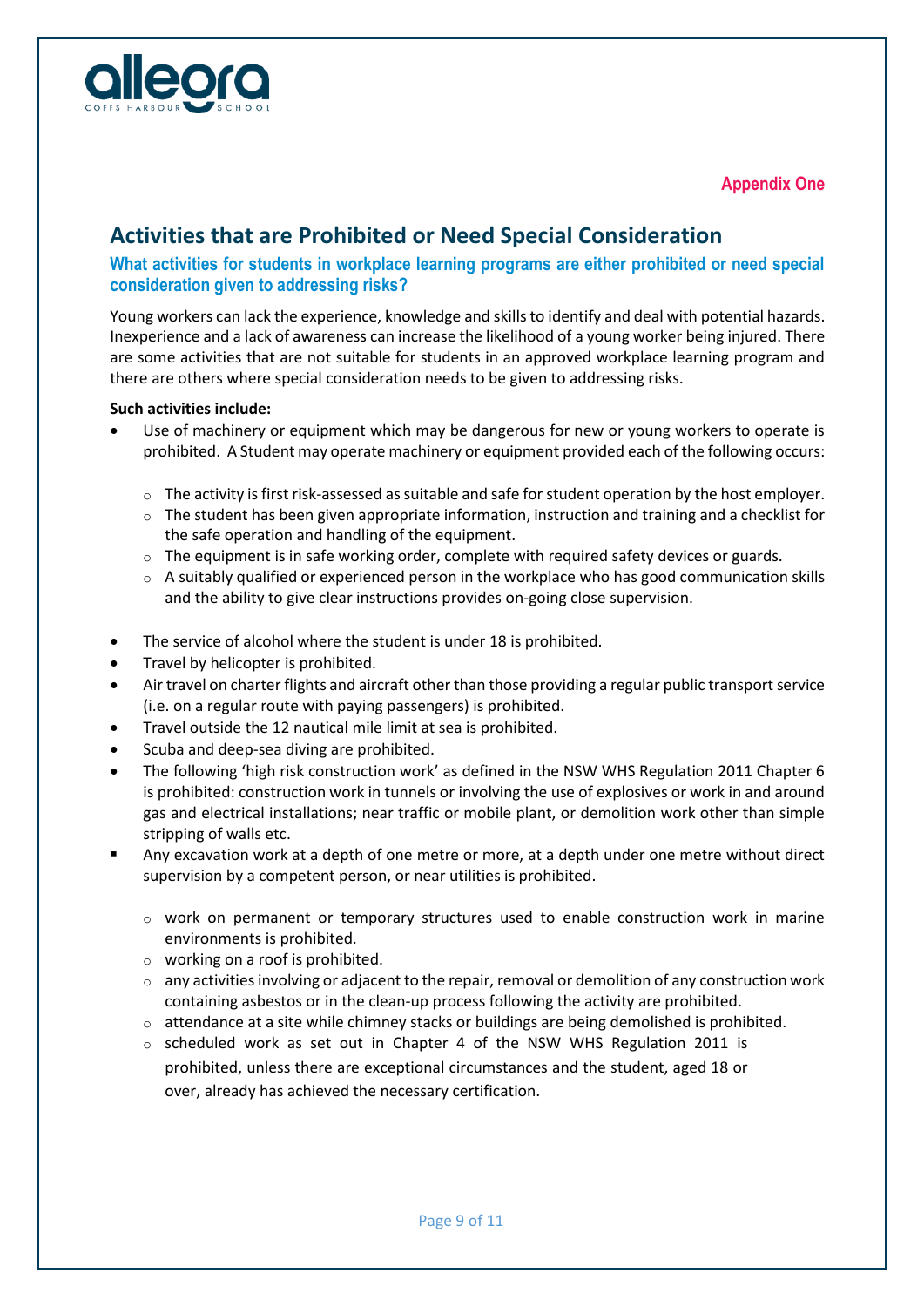Appendix One

# Activities that are Prohibited or Need Special Consideration

### What activities for students in workplace learning programs are either prohibited or need special consideration given to addressing risks?

Young workers can lack the experience, knowledge and skills to identify and deal with potential hazards. Inexperience and a lack of awareness can increase the likelihood of a young worker being injured. There are some activities that are not suitable for students in an approved workplace learning program and there are others where special consideration needs to be given to addressing risks.

**Such activities include:**

- Use of machinery or equipment which may be dangerous for new or young workers to operate is prohibited. A Student may operate machinery or equipment provided each of the following occurs:
  - The activity is first risk-assessed as suitable and safe for student operation by the host employer.
  - The student has been given appropriate information, instruction and training and a checklist for the safe operation and handling of the equipment.
  - The equipment is in safe working order, complete with required safety devices or guards.
  - A suitably qualified or experienced person in the workplace who has good communication skills and the ability to give clear instructions provides on-going close supervision.
- The service of alcohol where the student is under 18 is prohibited.
- Travel by helicopter is prohibited.
- Air travel on charter flights and aircraft other than those providing a regular public transport service (i.e. on a regular route with paying passengers) is prohibited.
- Travel outside the 12 nautical mile limit at sea is prohibited.
- Scuba and deep-sea diving are prohibited.
- The following 'high risk construction work' as defined in the NSW WHS Regulation 2011 Chapter 6 is prohibited: construction work in tunnels or involving the use of explosives or work in and around gas and electrical installations; near traffic or mobile plant, or demolition work other than simple stripping of walls etc.
- Any excavation work at a depth of one metre or more, at a depth under one metre without direct supervision by a competent person, or near utilities is prohibited.
  - work on permanent or temporary structures used to enable construction work in marine environments is prohibited.
  - working on a roof is prohibited.
  - any activities involving or adjacent to the repair, removal or demolition of any construction work containing asbestos or in the clean-up process following the activity are prohibited.
  - attendance at a site while chimney stacks or buildings are being demolished is prohibited.
  - scheduled work as set out in Chapter 4 of the NSW WHS Regulation 2011 is prohibited, unless there are exceptional circumstances and the student, aged 18 or over, already has achieved the necessary certification.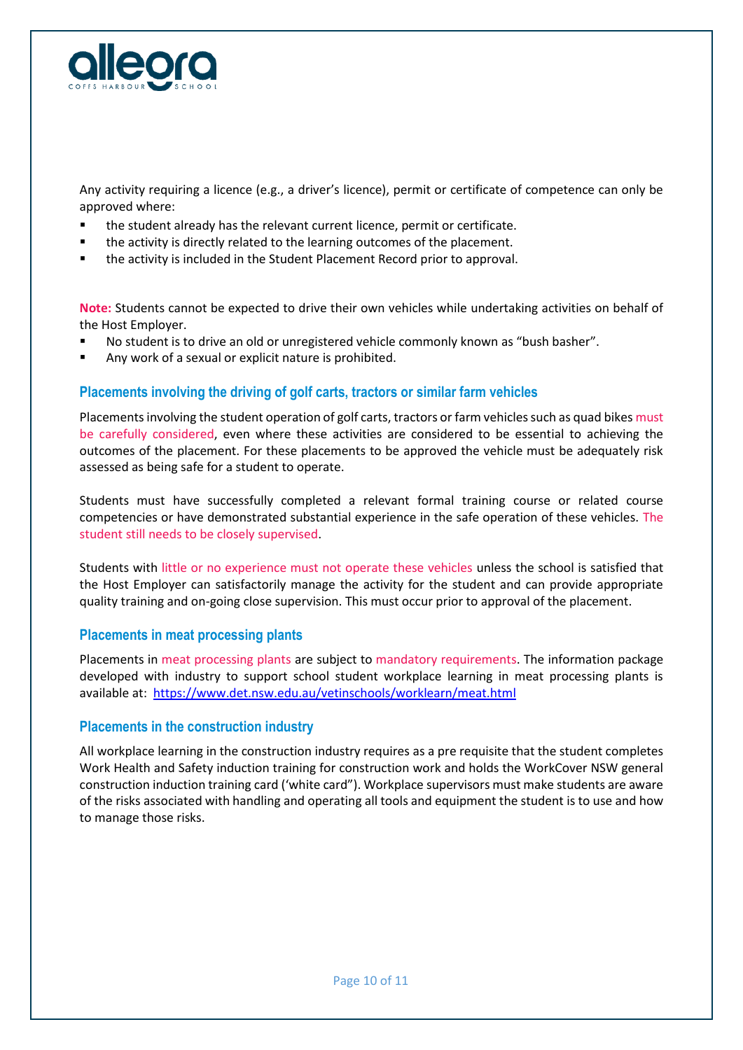Any activity requiring a licence (e.g., a driver's licence), permit or certificate of competence can only be approved where:

- the student already has the relevant current licence, permit or certificate.
- the activity is directly related to the learning outcomes of the placement.
- the activity is included in the Student Placement Record prior to approval.

**Note:** Students cannot be expected to drive their own vehicles while undertaking activities on behalf of the Host Employer.

- No student is to drive an old or unregistered vehicle commonly known as "bush basher".
- Any work of a sexual or explicit nature is prohibited.

### Placements involving the driving of golf carts, tractors or similar farm vehicles

Placements involving the student operation of golf carts, tractors or farm vehicles such as quad bikes must be carefully considered, even where these activities are considered to be essential to achieving the outcomes of the placement. For these placements to be approved the vehicle must be adequately risk assessed as being safe for a student to operate.

Students must have successfully completed a relevant formal training course or related course competencies or have demonstrated substantial experience in the safe operation of these vehicles. The student still needs to be closely supervised.

Students with little or no experience must not operate these vehicles unless the school is satisfied that the Host Employer can satisfactorily manage the activity for the student and can provide appropriate quality training and on-going close supervision. This must occur prior to approval of the placement.

### Placements in meat processing plants

Placements in meat processing plants are subject to mandatory requirements. The information package developed with industry to support school student workplace learning in meat processing plants is available at: https://www.det.nsw.edu.au/vetinschools/worklearn/meat.html

### Placements in the construction industry

All workplace learning in the construction industry requires as a pre requisite that the student completes Work Health and Safety induction training for construction work and holds the WorkCover NSW general construction induction training card ('white card"). Workplace supervisors must make students are aware of the risks associated with handling and operating all tools and equipment the student is to use and how to manage those risks.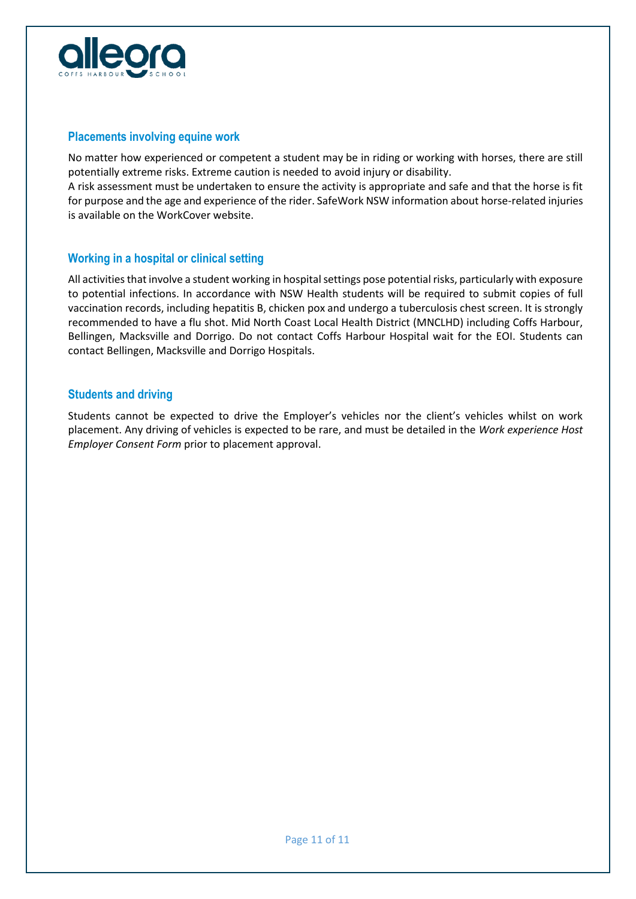### Placements involving equine work

No matter how experienced or competent a student may be in riding or working with horses, there are still potentially extreme risks. Extreme caution is needed to avoid injury or disability.
A risk assessment must be undertaken to ensure the activity is appropriate and safe and that the horse is fit for purpose and the age and experience of the rider. SafeWork NSW information about horse-related injuries is available on the WorkCover website.

### Working in a hospital or clinical setting

All activities that involve a student working in hospital settings pose potential risks, particularly with exposure to potential infections. In accordance with NSW Health students will be required to submit copies of full vaccination records, including hepatitis B, chicken pox and undergo a tuberculosis chest screen. It is strongly recommended to have a flu shot. Mid North Coast Local Health District (MNCLHD) including Coffs Harbour, Bellingen, Macksville and Dorrigo. Do not contact Coffs Harbour Hospital wait for the EOI. Students can contact Bellingen, Macksville and Dorrigo Hospitals.

### Students and driving

Students cannot be expected to drive the Employer's vehicles nor the client's vehicles whilst on work placement. Any driving of vehicles is expected to be rare, and must be detailed in the *Work experience Host Employer Consent Form* prior to placement approval.